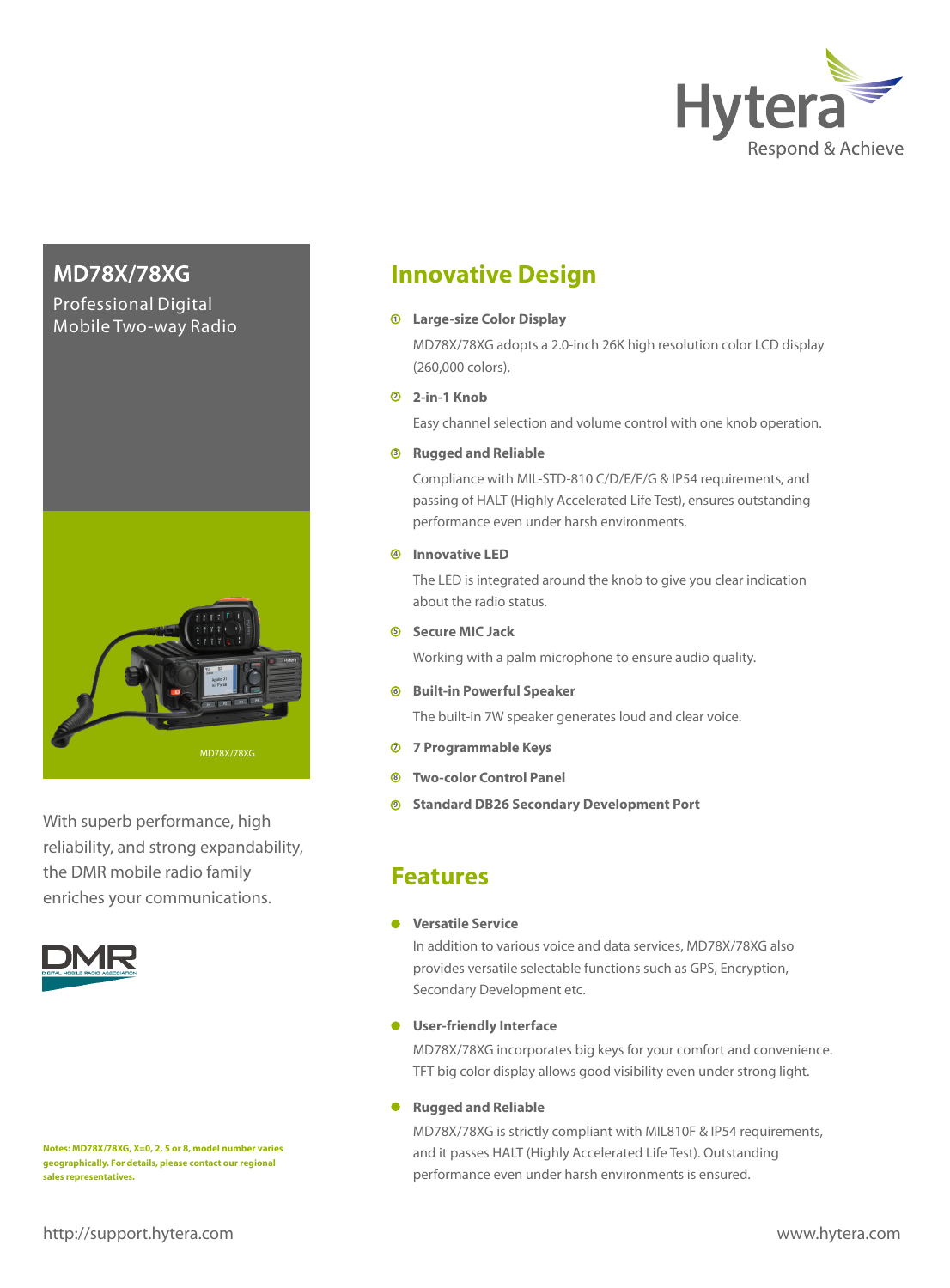# MD78X/78XG

Professional Digital Mobile Two-way Radio

MD78X/78XG

With superb performance, high reliability, and strong expandability, the DMR mobile radio family enriches your communications.

**Notes: MD78X/78XG, X=0, 2, 5 or 8, model number varies geographically. For details, please contact our regional sales representatives.**

## Innovative Design

① **Large-size Color Display**

MD78X/78XG adopts a 2.0-inch 26K high resolution color LCD display (260,000 colors).

② **2-in-1 Knob**

Easy channel selection and volume control with one knob operation.

③ **Rugged and Reliable**

Compliance with MIL-STD-810 C/D/E/F/G & IP54 requirements, and passing of HALT (Highly Accelerated Life Test), ensures outstanding performance even under harsh environments.

④ **Innovative LED**

The LED is integrated around the knob to give you clear indication about the radio status.

⑤ **Secure MIC Jack**

Working with a palm microphone to ensure audio quality.

⑥ **Built-in Powerful Speaker**

The built-in 7W speaker generates loud and clear voice.

⑦ **7 Programmable Keys**

⑧ **Two-color Control Panel**

⑨ **Standard DB26 Secondary Development Port**

## Features

- **Versatile Service**

  In addition to various voice and data services, MD78X/78XG also provides versatile selectable functions such as GPS, Encryption, Secondary Development etc.

- **User-friendly Interface**

  MD78X/78XG incorporates big keys for your comfort and convenience. TFT big color display allows good visibility even under strong light.

- **Rugged and Reliable**

  MD78X/78XG is strictly compliant with MIL810F & IP54 requirements, and it passes HALT (Highly Accelerated Life Test). Outstanding performance even under harsh environments is ensured.

http://support.hytera.com

www.hytera.com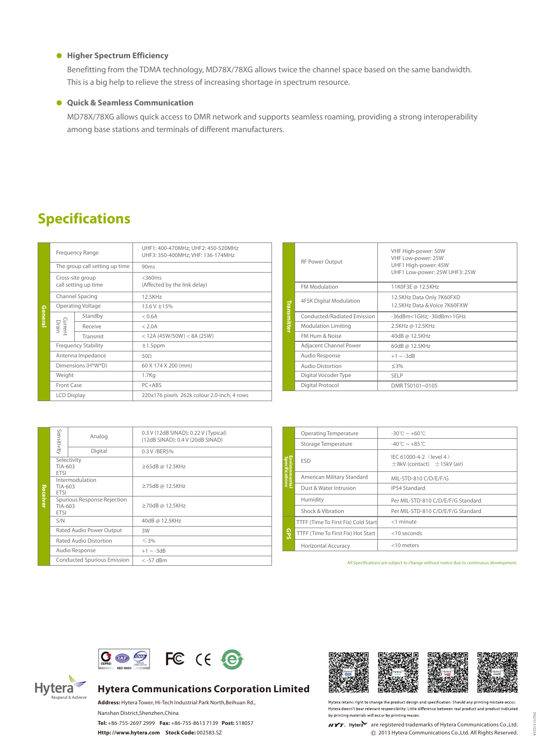- **Higher Spectrum Efficiency**

  Benefitting from the TDMA technology, MD78X/78XG allows twice the channel space based on the same bandwidth. This is a big help to relieve the stress of increasing shortage in spectrum resource.

- **Quick & Seamless Communication**

  MD78X/78XG allows quick access to DMR network and supports seamless roaming, providing a strong interoperability among base stations and terminals of different manufacturers.

## Specifications

| | | | |
|---|---|---|---|
| General | Frequency Range | | UHF1: 400-470MHz; UHF2: 450-520MHz UHF3: 350-400MHz; VHF: 136-174MHz |
| | The group call setting up time | | 90ms |
| | Cross-site group call setting up time | | <360ms (Affected by the link delay) |
| | Channel Spacing | | 12.5KHz |
| | Operating Voltage | | 13.6 V ±15% |
| | Current Drain | Standby | < 0.6A |
| | | Receive | < 2.0A |
| | | Transmit | < 12A (45W/50W) < 8A (25W) |
| | Frequency Stability | | ±1.5ppm |
| | Antenna Impedance | | 50Ω |
| | Dimensions (H*W*D) | | 60 X 174 X 200 (mm) |
| | Weight | | 1.7Kg |
| | Front Case | | PC+ABS |
| | LCD Display | | 220x176 pixels 262k colour 2.0-inch, 4 rows |

| | | |
|---|---|---|
| Transmitter | RF Power Output | VHF High-power: 50W VHF Low-power: 25W UHF1 High-power: 45W UHF1 Low-power: 25W UHF3: 25W |
| | FM Modulation | 11K0F3E @ 12.5KHz |
| | 4FSK Digital Modulation | 12.5KHz Data Only 7K60FXD 12.5KHz Data & Voice 7K60FXW |
| | Conducted/Radiated Emission | -36dBm<1GHz; -30dBm>1GHz |
| | Modulation Limiting | 2.5KHz @ 12.5KHz |
| | FM Hum & Noise | 40dB @ 12.5KHz |
| | Adjacent Channel Power | 60dB @ 12.5KHz |
| | Audio Response | +1 ~ -3dB |
| | Audio Distortion | ≤3% |
| | Digital Vocoder Type | SELP |
| | Digital Protocol | DMR TS0101~0105 |

| | | | |
|---|---|---|---|
| Receiver | Sensitivity | Analog | 0.3 V (12dB SINAD): 0.22 V (Typical) (12dB SINAD): 0.4 V (20dB SINAD) |
| | | Digital | 0.3 V /BER5% |
| | Selectivity TIA-603 ETSI | | ≥65dB @ 12.5KHz |
| | Intermodulation TIA-603 ETSI | | ≥75dB @ 12.5KHz |
| | Spurious Response Rejection TIA-603 ETSI | | ≥70dB @ 12.5KHz |
| | S/N | | 40dB @ 12.5KHz |
| | Rated Audio Power Output | | 3W |
| | Rated Audio Distortion | | ≤3% |
| | Audio Response | | +1 ~ -3dB |
| | Conducted Spurious Emission | | < -57 dBm |

| | | |
|---|---|---|
| Environmental Specifications | Operating Temperature | -30℃ ~ +60℃ |
| | Storage Temperature | -40℃ ~ +85℃ |
| | ESD | IEC 61000-4-2（level 4） ±8kV (contact) ±15kV (air) |
| | American Military Standard | MIL-STD-810 C/D/E/F/G |
| | Dust & Water Intrusion | IP54 Standard |
| | Humidity | Per MIL-STD-810 C/D/E/F/G Standard |
| | Shock & Vibration | Per MIL-STD-810 C/D/E/F/G Standard |
| GPS | TTFF (Time To First Fix) Cold Start | <1 minute |
| | TTFF (Time To First Fix) Hot Start | <10 seconds |
| | Horizontal Accuracy | <10 meters |

All Specifications are subject to change without notice due to continuous development.

**Hytera Communications Corporation Limited**

**Address:** Hytera Tower, Hi-Tech Industrial Park North,Beihuan Rd., Nanshan District,Shenzhen,China

**Tel:** +86-755-2697 2999 **Fax:** +86-755-8613 7139 **Post:** 518057

**Http: //www.hytera.com** **Stock Code:** 002583.SZ

Hytera retains right to change the product design and specification. Should any printing mistake occur, Hytera doesn't bear relevant responsibility. Little difference between real product and product indicated by printing materials will occur by printing reason.

HYT, Hytera are registered trademarks of Hytera Communications Co.,Ltd.

© 2013 Hytera Communications Co.,Ltd. All Rights Reserved.